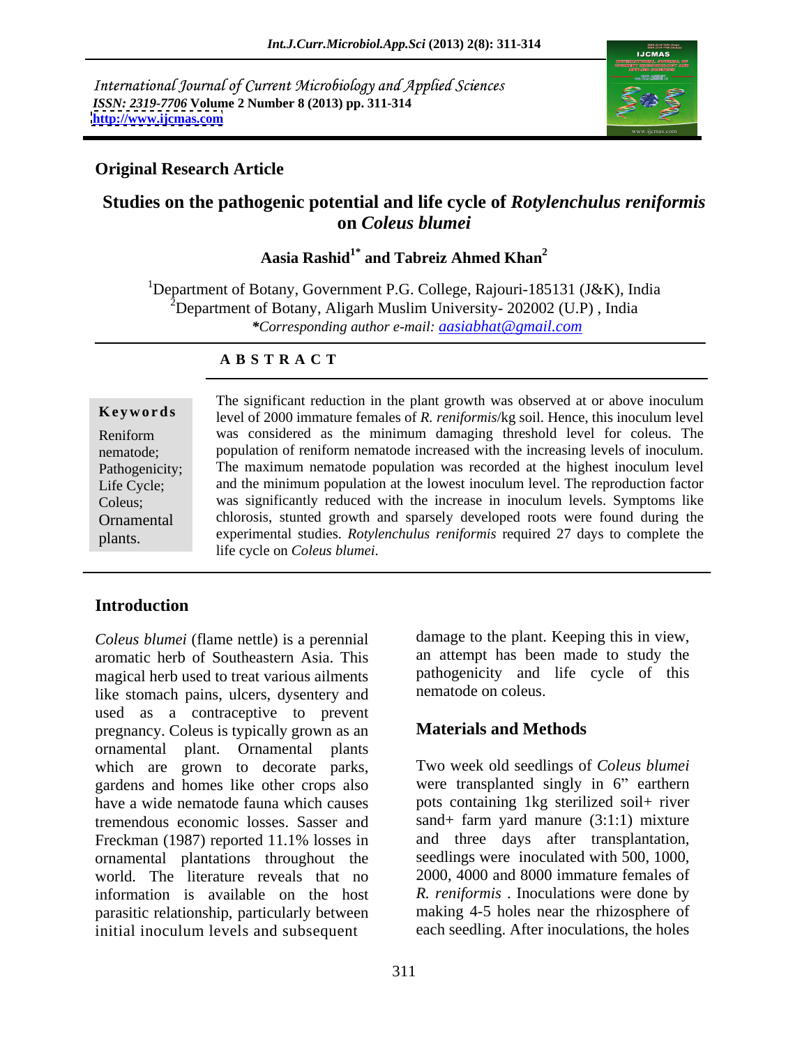International Journal of Current Microbiology and Applied Sciences
*ISSN: 2319-7706* **Volume 2 Number 8 (2013) pp. 311-314**
**http://www.ijcmas.com**

**Original Research Article**

# Studies on the pathogenic potential and life cycle of *Rotylenchulus reniformis* on *Coleus blumei*

**Aasia Rashid[1*] and Tabreiz Ahmed Khan[2]**

[1]Department of Botany, Government P.G. College, Rajouri-185131 (J&K), India
[2]Department of Botany, Aligarh Muslim University- 202002 (U.P) , India
*\*Corresponding author e-mail: aasiabhat@gmail.com*

## ABSTRACT

**Keywords**

Reniform nematode; Pathogenicity; Life Cycle; Coleus; Ornamental plants.

The significant reduction in the plant growth was observed at or above inoculum level of 2000 immature females of *R. reniformis*/kg soil. Hence, this inoculum level was considered as the minimum damaging threshold level for coleus. The population of reniform nematode increased with the increasing levels of inoculum. The maximum nematode population was recorded at the highest inoculum level and the minimum population at the lowest inoculum level. The reproduction factor was significantly reduced with the increase in inoculum levels. Symptoms like chlorosis, stunted growth and sparsely developed roots were found during the experimental studies. *Rotylenchulus reniformis* required 27 days to complete the life cycle on *Coleus blumei*.

## Introduction

*Coleus blumei* (flame nettle) is a perennial aromatic herb of Southeastern Asia. This magical herb used to treat various ailments like stomach pains, ulcers, dysentery and used as a contraceptive to prevent pregnancy. Coleus is typically grown as an ornamental plant. Ornamental plants which are grown to decorate parks, gardens and homes like other crops also have a wide nematode fauna which causes tremendous economic losses. Sasser and Freckman (1987) reported 11.1% losses in ornamental plantations throughout the world. The literature reveals that no information is available on the host parasitic relationship, particularly between initial inoculum levels and subsequent damage to the plant. Keeping this in view, an attempt has been made to study the pathogenicity and life cycle of this nematode on coleus.

## Materials and Methods

Two week old seedlings of *Coleus blumei* were transplanted singly in 6" earthern pots containing 1kg sterilized soil+ river sand+ farm yard manure (3:1:1) mixture and three days after transplantation, seedlings were inoculated with 500, 1000, 2000, 4000 and 8000 immature females of *R. reniformis* . Inoculations were done by making 4-5 holes near the rhizosphere of each seedling. After inoculations, the holes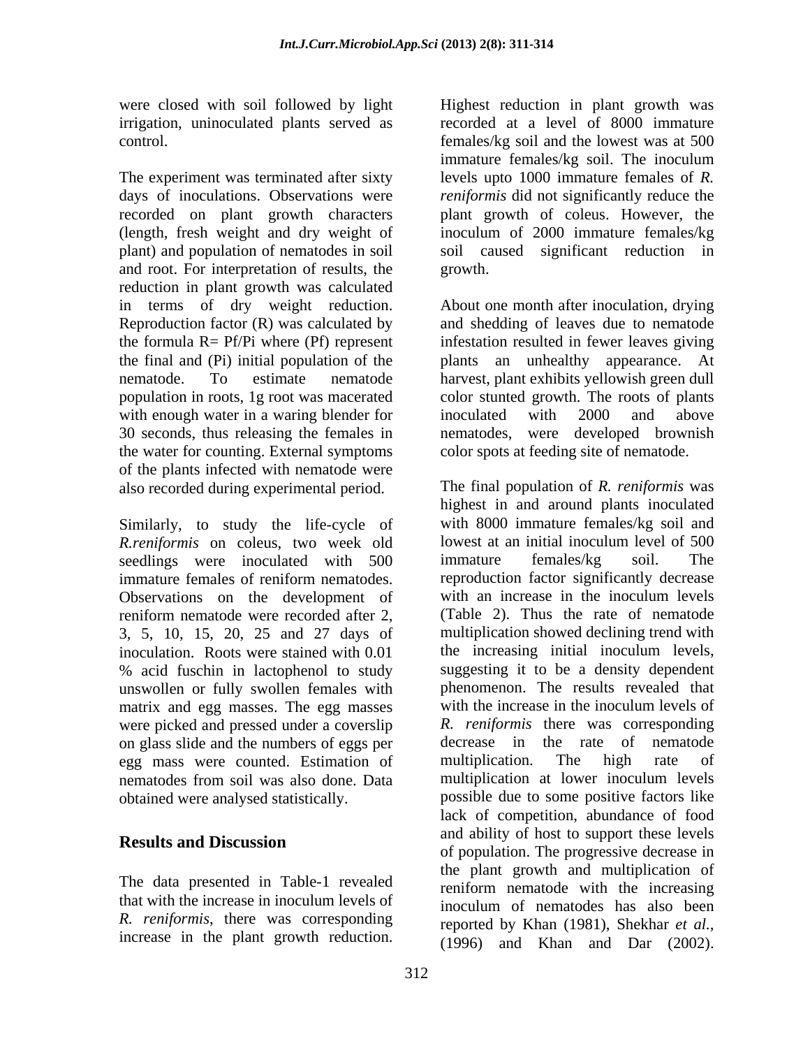were closed with soil followed by light irrigation, uninoculated plants served as control.

The experiment was terminated after sixty days of inoculations. Observations were recorded on plant growth characters (length, fresh weight and dry weight of plant) and population of nematodes in soil and root. For interpretation of results, the reduction in plant growth was calculated in terms of dry weight reduction. Reproduction factor (R) was calculated by the formula R= Pf/Pi where (Pf) represent the final and (Pi) initial population of the nematode. To estimate nematode population in roots, 1g root was macerated with enough water in a waring blender for 30 seconds, thus releasing the females in the water for counting. External symptoms of the plants infected with nematode were also recorded during experimental period.

Similarly, to study the life-cycle of *R.reniformis* on coleus, two week old seedlings were inoculated with 500 immature females of reniform nematodes. Observations on the development of reniform nematode were recorded after 2, 3, 5, 10, 15, 20, 25 and 27 days of inoculation. Roots were stained with 0.01 % acid fuschin in lactophenol to study unswollen or fully swollen females with matrix and egg masses. The egg masses were picked and pressed under a coverslip on glass slide and the numbers of eggs per egg mass were counted. Estimation of nematodes from soil was also done. Data obtained were analysed statistically.

## Results and Discussion

The data presented in Table-1 revealed that with the increase in inoculum levels of *R. reniformis*, there was corresponding increase in the plant growth reduction. Highest reduction in plant growth was recorded at a level of 8000 immature females/kg soil and the lowest was at 500 immature females/kg soil. The inoculum levels upto 1000 immature females of *R. reniformis* did not significantly reduce the plant growth of coleus. However, the inoculum of 2000 immature females/kg soil caused significant reduction in growth.

About one month after inoculation, drying and shedding of leaves due to nematode infestation resulted in fewer leaves giving plants an unhealthy appearance. At harvest, plant exhibits yellowish green dull color stunted growth. The roots of plants inoculated with 2000 and above nematodes, were developed brownish color spots at feeding site of nematode.

The final population of *R. reniformis* was highest in and around plants inoculated with 8000 immature females/kg soil and lowest at an initial inoculum level of 500 immature females/kg soil. The reproduction factor significantly decrease with an increase in the inoculum levels (Table 2). Thus the rate of nematode multiplication showed declining trend with the increasing initial inoculum levels, suggesting it to be a density dependent phenomenon. The results revealed that with the increase in the inoculum levels of *R. reniformis* there was corresponding decrease in the rate of nematode multiplication. The high rate of multiplication at lower inoculum levels possible due to some positive factors like lack of competition, abundance of food and ability of host to support these levels of population. The progressive decrease in the plant growth and multiplication of reniform nematode with the increasing inoculum of nematodes has also been reported by Khan (1981), Shekhar *et al.*, (1996) and Khan and Dar (2002).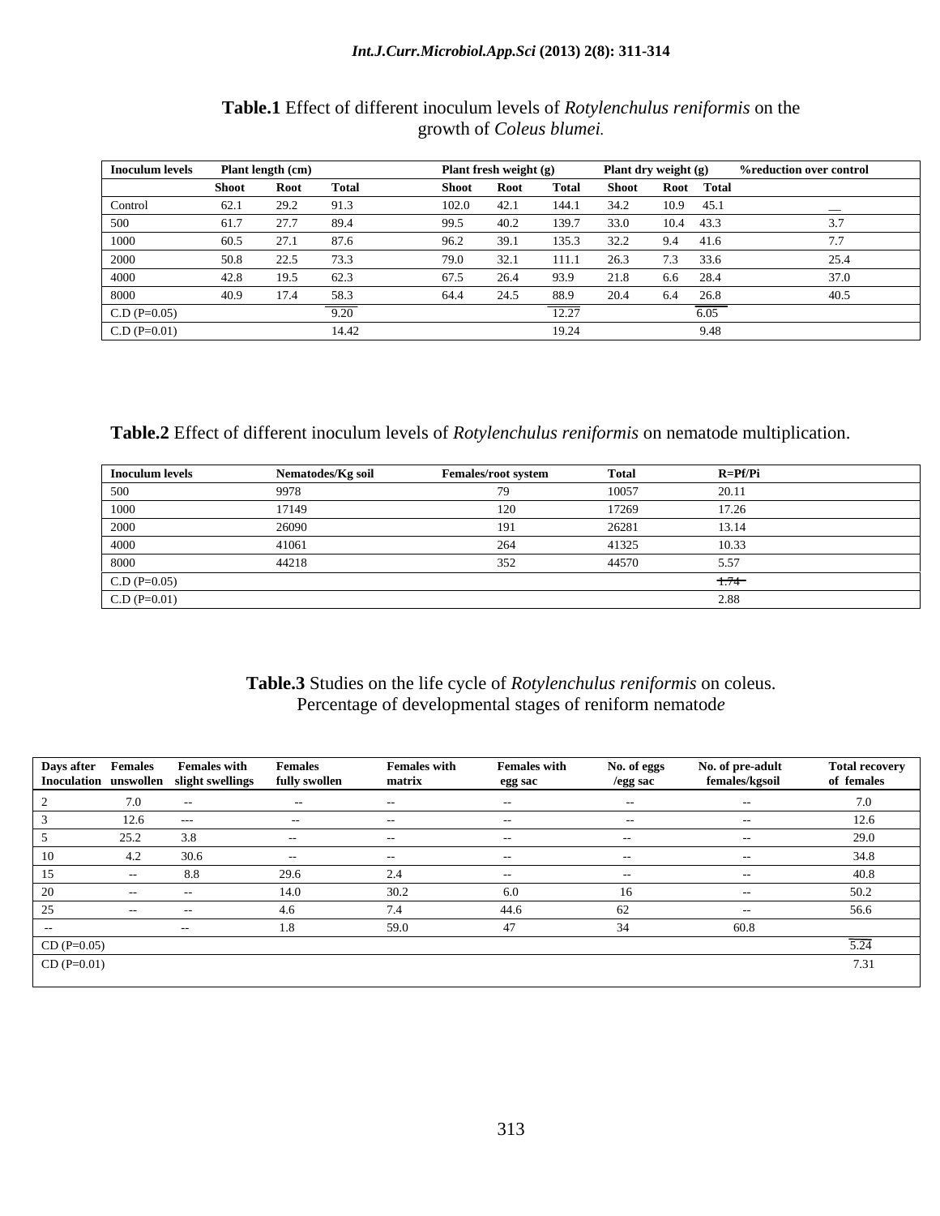**Table.1** Effect of different inoculum levels of *Rotylenchulus reniformis* on the growth of *Coleus blumei*.

| Inoculum levels | Plant length (cm) | | | Plant fresh weight (g) | | | Plant dry weight (g) | | | %reduction over control |
|---|---|---|---|---|---|---|---|---|---|---|
| | Shoot | Root | Total | Shoot | Root | Total | Shoot | Root | Total | |
| Control | 62.1 | 29.2 | 91.3 | 102.0 | 42.1 | 144.1 | 34.2 | 10.9 | 45.1 | __ |
| 500 | 61.7 | 27.7 | 89.4 | 99.5 | 40.2 | 139.7 | 33.0 | 10.4 | 43.3 | 3.7 |
| 1000 | 60.5 | 27.1 | 87.6 | 96.2 | 39.1 | 135.3 | 32.2 | 9.4 | 41.6 | 7.7 |
| 2000 | 50.8 | 22.5 | 73.3 | 79.0 | 32.1 | 111.1 | 26.3 | 7.3 | 33.6 | 25.4 |
| 4000 | 42.8 | 19.5 | 62.3 | 67.5 | 26.4 | 93.9 | 21.8 | 6.6 | 28.4 | 37.0 |
| 8000 | 40.9 | 17.4 | 58.3 | 64.4 | 24.5 | 88.9 | 20.4 | 6.4 | 26.8 | 40.5 |
| C.D (P=0.05) | | | 9.20 | | | 12.27 | | | 6.05 | |
| C.D (P=0.01) | | | 14.42 | | | 19.24 | | | 9.48 | |

**Table.2** Effect of different inoculum levels of *Rotylenchulus reniformis* on nematode multiplication.

| Inoculum levels | Nematodes/Kg soil | Females/root system | Total | R=Pf/Pi |
|---|---|---|---|---|
| 500 | 9978 | 79 | 10057 | 20.11 |
| 1000 | 17149 | 120 | 17269 | 17.26 |
| 2000 | 26090 | 191 | 26281 | 13.14 |
| 4000 | 41061 | 264 | 41325 | 10.33 |
| 8000 | 44218 | 352 | 44570 | 5.57 |
| C.D (P=0.05) | | | | 1.74 |
| C.D (P=0.01) | | | | 2.88 |

**Table.3** Studies on the life cycle of *Rotylenchulus reniformis* on coleus. Percentage of developmental stages of reniform nematode

| Days after Inoculation | Females unswollen | Females with slight swellings | Females fully swollen | Females with matrix | Females with egg sac | No. of eggs /egg sac | No. of pre-adult females/kgsoil | Total recovery of females |
|---|---|---|---|---|---|---|---|---|
| 2 | 7.0 | -- | -- | -- | -- | -- | -- | 7.0 |
| 3 | 12.6 | --- | -- | -- | -- | -- | -- | 12.6 |
| 5 | 25.2 | 3.8 | -- | -- | -- | -- | -- | 29.0 |
| 10 | 4.2 | 30.6 | -- | -- | -- | -- | -- | 34.8 |
| 15 | -- | 8.8 | 29.6 | 2.4 | -- | -- | -- | 40.8 |
| 20 | -- | -- | 14.0 | 30.2 | 6.0 | 16 | -- | 50.2 |
| 25 | -- | -- | 4.6 | 7.4 | 44.6 | 62 | -- | 56.6 |
| -- | | -- | 1.8 | 59.0 | 47 | 34 | 60.8 | |
| CD (P=0.05) | | | | | | | | 5.24 |
| CD (P=0.01) | | | | | | | | 7.31 |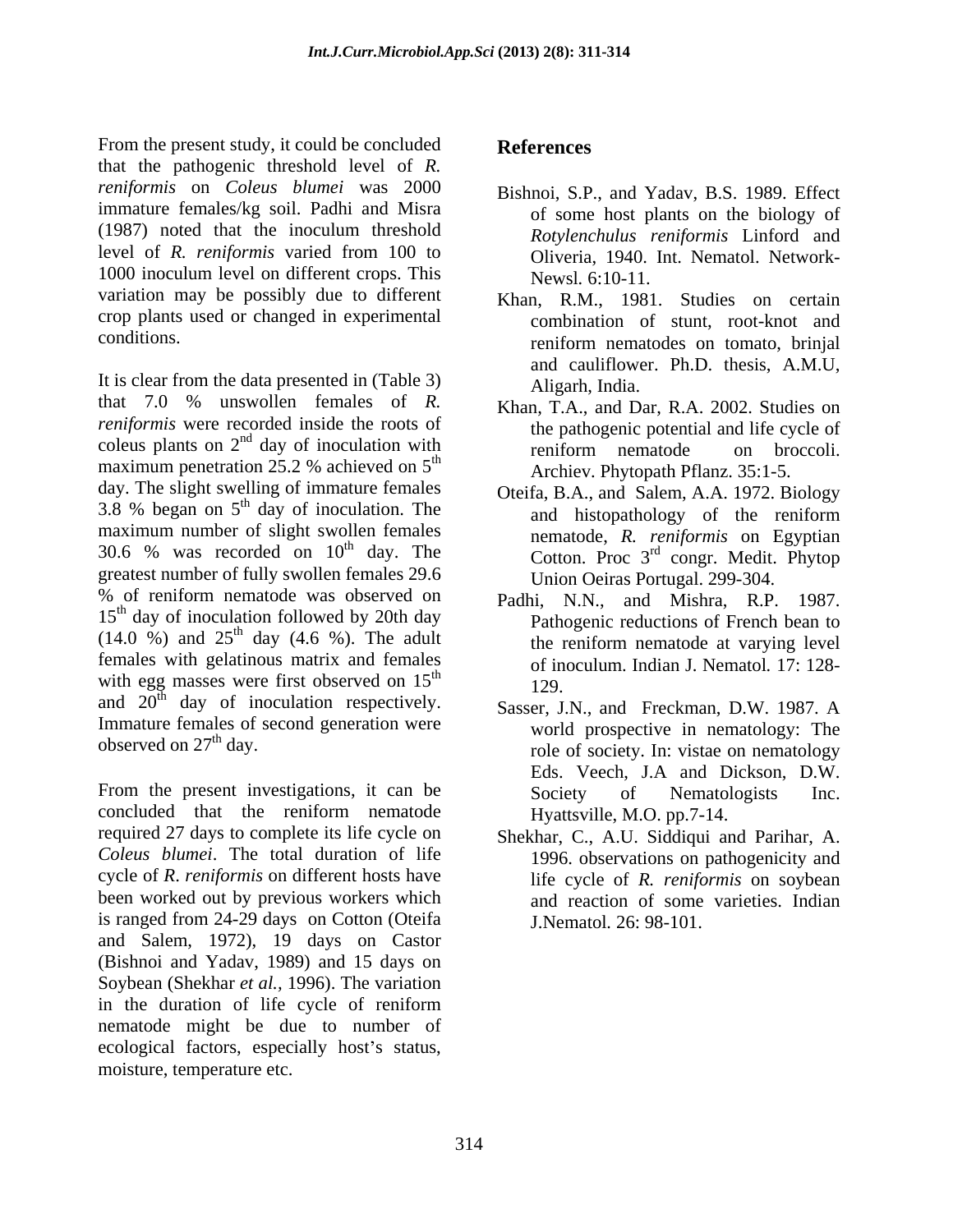From the present study, it could be concluded that the pathogenic threshold level of *R. reniformis* on *Coleus blumei* was 2000 immature females/kg soil. Padhi and Misra (1987) noted that the inoculum threshold level of *R. reniformis* varied from 100 to 1000 inoculum level on different crops. This variation may be possibly due to different crop plants used or changed in experimental conditions.

It is clear from the data presented in (Table 3) that 7.0 % unswollen females of *R. reniformis* were recorded inside the roots of coleus plants on 2nd day of inoculation with maximum penetration 25.2 % achieved on 5th day. The slight swelling of immature females 3.8 % began on 5th day of inoculation. The maximum number of slight swollen females 30.6 % was recorded on 10th day. The greatest number of fully swollen females 29.6 % of reniform nematode was observed on 15th day of inoculation followed by 20th day (14.0 %) and 25th day (4.6 %). The adult females with gelatinous matrix and females with egg masses were first observed on 15th and 20th day of inoculation respectively. Immature females of second generation were observed on 27th day.

From the present investigations, it can be concluded that the reniform nematode required 27 days to complete its life cycle on *Coleus blumei*. The total duration of life cycle of *R. reniformis* on different hosts have been worked out by previous workers which is ranged from 24-29 days on Cotton (Oteifa and Salem, 1972), 19 days on Castor (Bishnoi and Yadav, 1989) and 15 days on Soybean (Shekhar *et al.*, 1996). The variation in the duration of life cycle of reniform nematode might be due to number of ecological factors, especially host's status, moisture, temperature etc.

## References

Bishnoi, S.P., and Yadav, B.S. 1989. Effect of some host plants on the biology of *Rotylenchulus reniformis* Linford and Oliveria, 1940. Int. Nematol. Network-Newsl. 6:10-11.

Khan, R.M., 1981. Studies on certain combination of stunt, root-knot and reniform nematodes on tomato, brinjal and cauliflower. Ph.D. thesis, A.M.U, Aligarh, India.

Khan, T.A., and Dar, R.A. 2002. Studies on the pathogenic potential and life cycle of reniform nematode on broccoli. Archiev. Phytopath Pflanz. 35:1-5.

Oteifa, B.A., and Salem, A.A. 1972. Biology and histopathology of the reniform nematode, *R. reniformis* on Egyptian Cotton. Proc 3rd congr. Medit. Phytop Union Oeiras Portugal. 299-304.

Padhi, N.N., and Mishra, R.P. 1987. Pathogenic reductions of French bean to the reniform nematode at varying level of inoculum. Indian J. Nematol. 17: 128-129.

Sasser, J.N., and Freckman, D.W. 1987. A world prospective in nematology: The role of society. In: vistae on nematology Eds. Veech, J.A and Dickson, D.W. Society of Nematologists Inc. Hyattsville, M.O. pp.7-14.

Shekhar, C., A.U. Siddiqui and Parihar, A. 1996. observations on pathogenicity and life cycle of *R. reniformis* on soybean and reaction of some varieties. Indian J.Nematol. 26: 98-101.